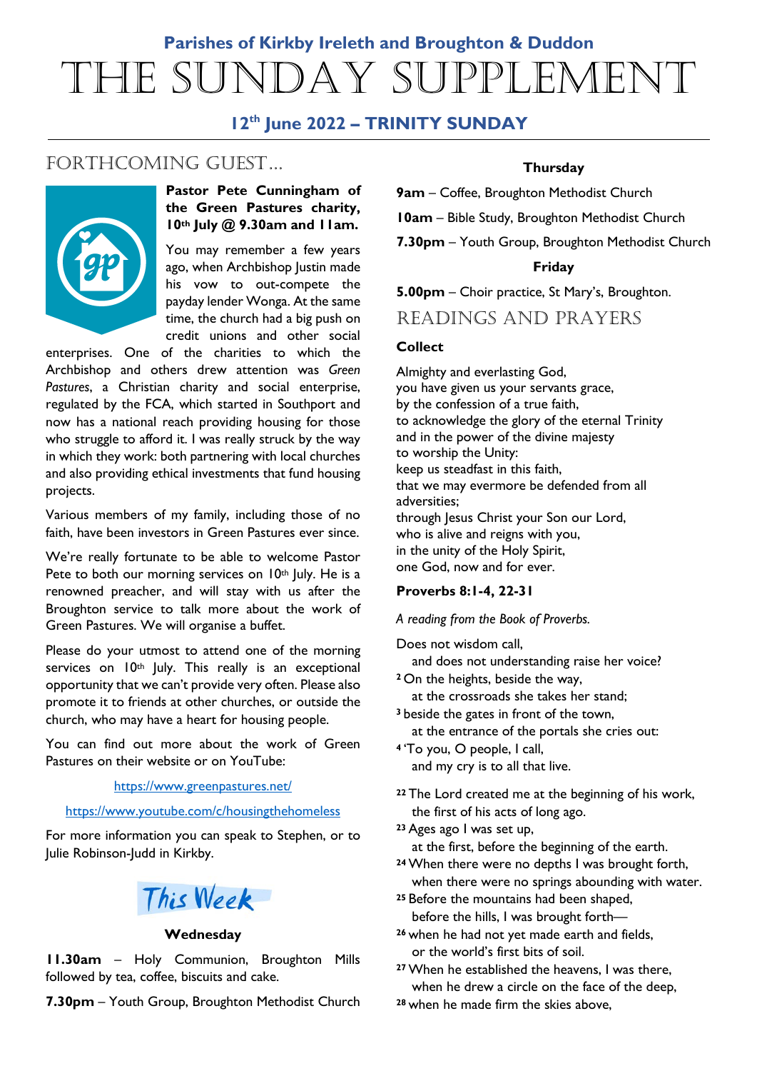**Parishes of Kirkby Ireleth and Broughton & Duddon**

# THE SUNDAY SUPPLEMENT

**12th June 2022 – TRINITY SUNDAY**

## FORTHCOMING GUEST…

**Pastor Pete Cunningham of the Green Pastures charity, 10th July @ 9.30am and 11am.**

You may remember a few years ago, when Archbishop Justin made his vow to out-compete the payday lender Wonga. At the same time, the church had a big push on credit unions and other social enterprises. One of the charities to which the Archbishop and others drew attention was *Green Pastures*, a Christian charity and social enterprise, regulated by the FCA, which started in Southport and now has a national reach providing housing for those who struggle to afford it. I was really struck by the way in which they work: both partnering with local churches and also providing ethical investments that fund housing projects.

Various members of my family, including those of no faith, have been investors in Green Pastures ever since.

We're really fortunate to be able to welcome Pastor Pete to both our morning services on 10th July. He is a renowned preacher, and will stay with us after the Broughton service to talk more about the work of Green Pastures. We will organise a buffet.

Please do your utmost to attend one of the morning services on 10th July. This really is an exceptional opportunity that we can't provide very often. Please also promote it to friends at other churches, or outside the church, who may have a heart for housing people.

You can find out more about the work of Green Pastures on their website or on YouTube:

https://www.greenpastures.net/

https://www.youtube.com/c/housingthehomeless

For more information you can speak to Stephen, or to Julie Robinson-Judd in Kirkby.

## This Week

**Wednesday**

**11.30am** – Holy Communion, Broughton Mills followed by tea, coffee, biscuits and cake.

**7.30pm** – Youth Group, Broughton Methodist Church

**Thursday**

**9am** – Coffee, Broughton Methodist Church

**10am** – Bible Study, Broughton Methodist Church

**7.30pm** – Youth Group, Broughton Methodist Church

**Friday**

**5.00pm** – Choir practice, St Mary's, Broughton.

## READINGS AND PRAYERS

**Collect**

Almighty and everlasting God,
you have given us your servants grace,
by the confession of a true faith,
to acknowledge the glory of the eternal Trinity
and in the power of the divine majesty
to worship the Unity:
keep us steadfast in this faith,
that we may evermore be defended from all adversities;
through Jesus Christ your Son our Lord,
who is alive and reigns with you,
in the unity of the Holy Spirit,
one God, now and for ever.

**Proverbs 8:1-4, 22-31**

*A reading from the Book of Proverbs.*

Does not wisdom call,
and does not understanding raise her voice?
2 On the heights, beside the way,
at the crossroads she takes her stand;
3 beside the gates in front of the town,
at the entrance of the portals she cries out:
4 'To you, O people, I call,
and my cry is to all that live.

22 The Lord created me at the beginning of his work,
the first of his acts of long ago.
23 Ages ago I was set up,
at the first, before the beginning of the earth.
24 When there were no depths I was brought forth,
when there were no springs abounding with water.
25 Before the mountains had been shaped,
before the hills, I was brought forth—
26 when he had not yet made earth and fields,
or the world's first bits of soil.
27 When he established the heavens, I was there,
when he drew a circle on the face of the deep,
28 when he made firm the skies above,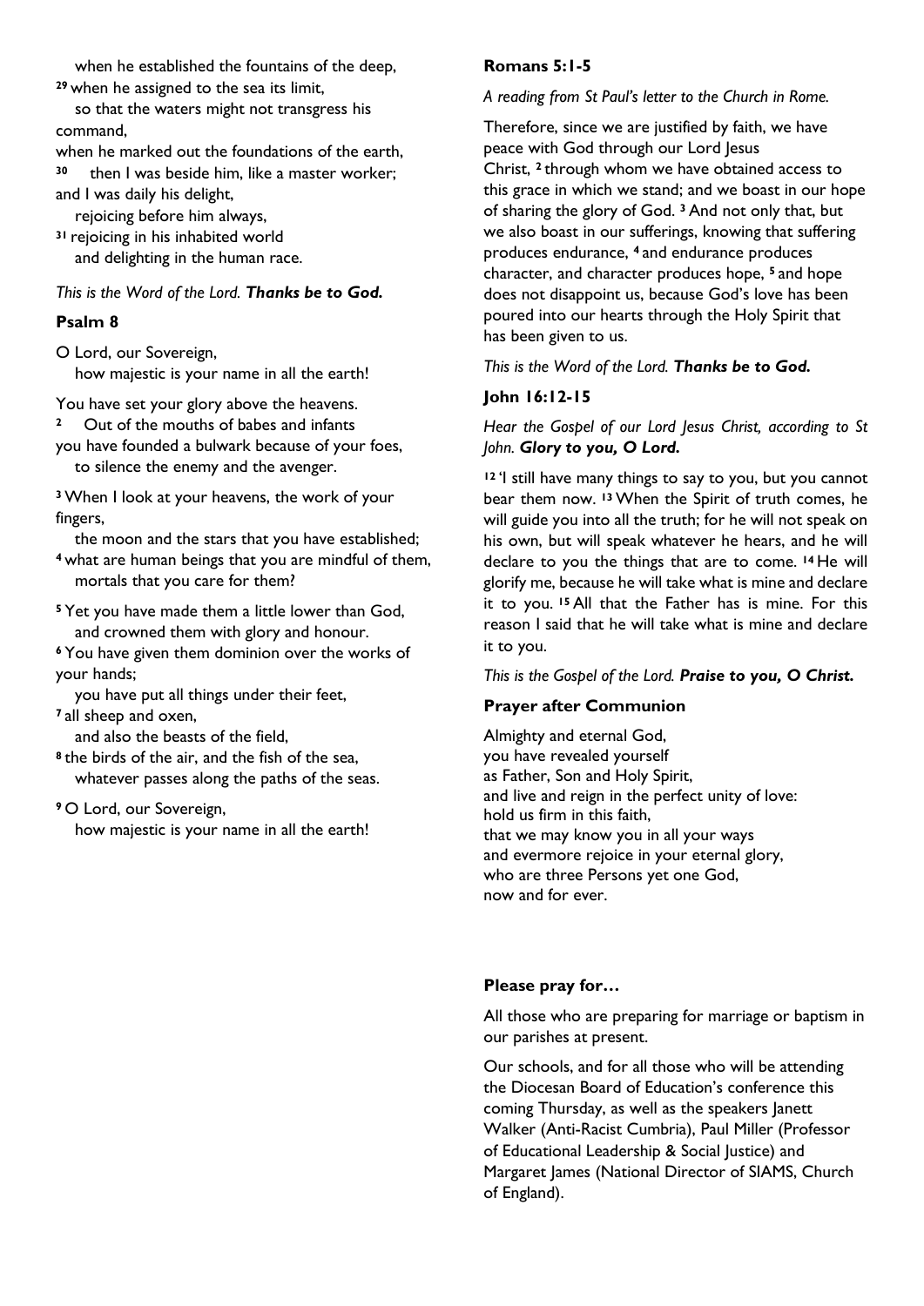when he established the fountains of the deep,
[29] when he assigned to the sea its limit,
so that the waters might not transgress his command,
when he marked out the foundations of the earth,
[30] then I was beside him, like a master worker;
and I was daily his delight,
rejoicing before him always,
[31] rejoicing in his inhabited world
and delighting in the human race.

*This is the Word of the Lord.* ***Thanks be to God.***

### Psalm 8

O Lord, our Sovereign,
how majestic is your name in all the earth!

You have set your glory above the heavens.
[2] Out of the mouths of babes and infants
you have founded a bulwark because of your foes,
to silence the enemy and the avenger.

[3] When I look at your heavens, the work of your fingers,
the moon and the stars that you have established;
[4] what are human beings that you are mindful of them,
mortals that you care for them?

[5] Yet you have made them a little lower than God,
and crowned them with glory and honour.
[6] You have given them dominion over the works of your hands;
you have put all things under their feet,
[7] all sheep and oxen,
and also the beasts of the field,
[8] the birds of the air, and the fish of the sea,
whatever passes along the paths of the seas.

[9] O Lord, our Sovereign,
how majestic is your name in all the earth!

### Romans 5:1-5

*A reading from St Paul's letter to the Church in Rome.*

Therefore, since we are justified by faith, we have peace with God through our Lord Jesus Christ, [2] through whom we have obtained access to this grace in which we stand; and we boast in our hope of sharing the glory of God. [3] And not only that, but we also boast in our sufferings, knowing that suffering produces endurance, [4] and endurance produces character, and character produces hope, [5] and hope does not disappoint us, because God's love has been poured into our hearts through the Holy Spirit that has been given to us.

*This is the Word of the Lord.* ***Thanks be to God.***

### John 16:12-15

*Hear the Gospel of our Lord Jesus Christ, according to St John.* ***Glory to you, O Lord.***

[12] 'I still have many things to say to you, but you cannot bear them now. [13] When the Spirit of truth comes, he will guide you into all the truth; for he will not speak on his own, but will speak whatever he hears, and he will declare to you the things that are to come. [14] He will glorify me, because he will take what is mine and declare it to you. [15] All that the Father has is mine. For this reason I said that he will take what is mine and declare it to you.

*This is the Gospel of the Lord.* ***Praise to you, O Christ.***

### Prayer after Communion

Almighty and eternal God,
you have revealed yourself
as Father, Son and Holy Spirit,
and live and reign in the perfect unity of love:
hold us firm in this faith,
that we may know you in all your ways
and evermore rejoice in your eternal glory,
who are three Persons yet one God,
now and for ever.

### Please pray for…

All those who are preparing for marriage or baptism in our parishes at present.

Our schools, and for all those who will be attending the Diocesan Board of Education's conference this coming Thursday, as well as the speakers Janett Walker (Anti-Racist Cumbria), Paul Miller (Professor of Educational Leadership & Social Justice) and Margaret James (National Director of SIAMS, Church of England).